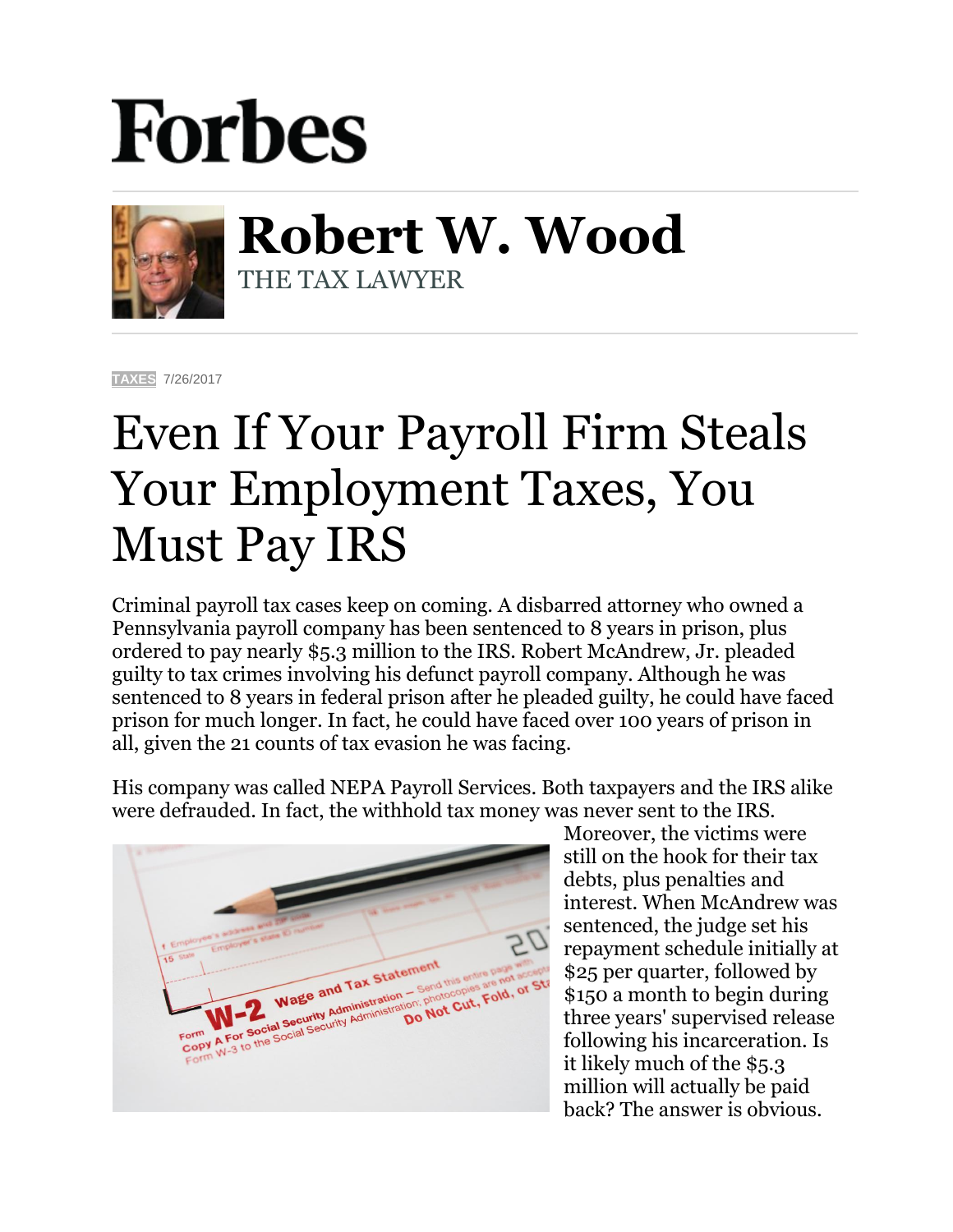Forbes

**Robert W. Wood**
THE TAX LAWYER

TAXES 7/26/2017

# Even If Your Payroll Firm Steals Your Employment Taxes, You Must Pay IRS

Criminal payroll tax cases keep on coming. A disbarred attorney who owned a Pennsylvania payroll company has been sentenced to 8 years in prison, plus ordered to pay nearly $5.3 million to the IRS. Robert McAndrew, Jr. pleaded guilty to tax crimes involving his defunct payroll company. Although he was sentenced to 8 years in federal prison after he pleaded guilty, he could have faced prison for much longer. In fact, he could have faced over 100 years of prison in all, given the 21 counts of tax evasion he was facing.

His company was called NEPA Payroll Services. Both taxpayers and the IRS alike were defrauded. In fact, the withhold tax money was never sent to the IRS. Moreover, the victims were still on the hook for their tax debts, plus penalties and interest. When McAndrew was sentenced, the judge set his repayment schedule initially at $25 per quarter, followed by $150 a month to begin during three years' supervised release following his incarceration. Is it likely much of the $5.3 million will actually be paid back? The answer is obvious.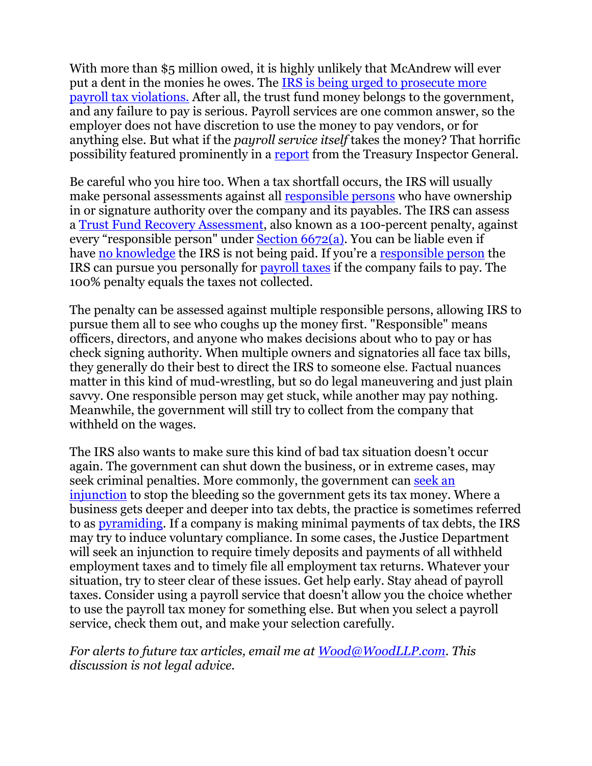With more than $5 million owed, it is highly unlikely that McAndrew will ever put a dent in the monies he owes. The IRS is being urged to prosecute more payroll tax violations. After all, the trust fund money belongs to the government, and any failure to pay is serious. Payroll services are one common answer, so the employer does not have discretion to use the money to pay vendors, or for anything else. But what if the *payroll service itself* takes the money? That horrific possibility featured prominently in a report from the Treasury Inspector General.

Be careful who you hire too. When a tax shortfall occurs, the IRS will usually make personal assessments against all responsible persons who have ownership in or signature authority over the company and its payables. The IRS can assess a Trust Fund Recovery Assessment, also known as a 100-percent penalty, against every "responsible person" under Section 6672(a). You can be liable even if have no knowledge the IRS is not being paid. If you're a responsible person the IRS can pursue you personally for payroll taxes if the company fails to pay. The 100% penalty equals the taxes not collected.

The penalty can be assessed against multiple responsible persons, allowing IRS to pursue them all to see who coughs up the money first. "Responsible" means officers, directors, and anyone who makes decisions about who to pay or has check signing authority. When multiple owners and signatories all face tax bills, they generally do their best to direct the IRS to someone else. Factual nuances matter in this kind of mud-wrestling, but so do legal maneuvering and just plain savvy. One responsible person may get stuck, while another may pay nothing. Meanwhile, the government will still try to collect from the company that withheld on the wages.

The IRS also wants to make sure this kind of bad tax situation doesn't occur again. The government can shut down the business, or in extreme cases, may seek criminal penalties. More commonly, the government can seek an injunction to stop the bleeding so the government gets its tax money. Where a business gets deeper and deeper into tax debts, the practice is sometimes referred to as pyramiding. If a company is making minimal payments of tax debts, the IRS may try to induce voluntary compliance. In some cases, the Justice Department will seek an injunction to require timely deposits and payments of all withheld employment taxes and to timely file all employment tax returns. Whatever your situation, try to steer clear of these issues. Get help early. Stay ahead of payroll taxes. Consider using a payroll service that doesn't allow you the choice whether to use the payroll tax money for something else. But when you select a payroll service, check them out, and make your selection carefully.

*For alerts to future tax articles, email me at Wood@WoodLLP.com. This discussion is not legal advice.*